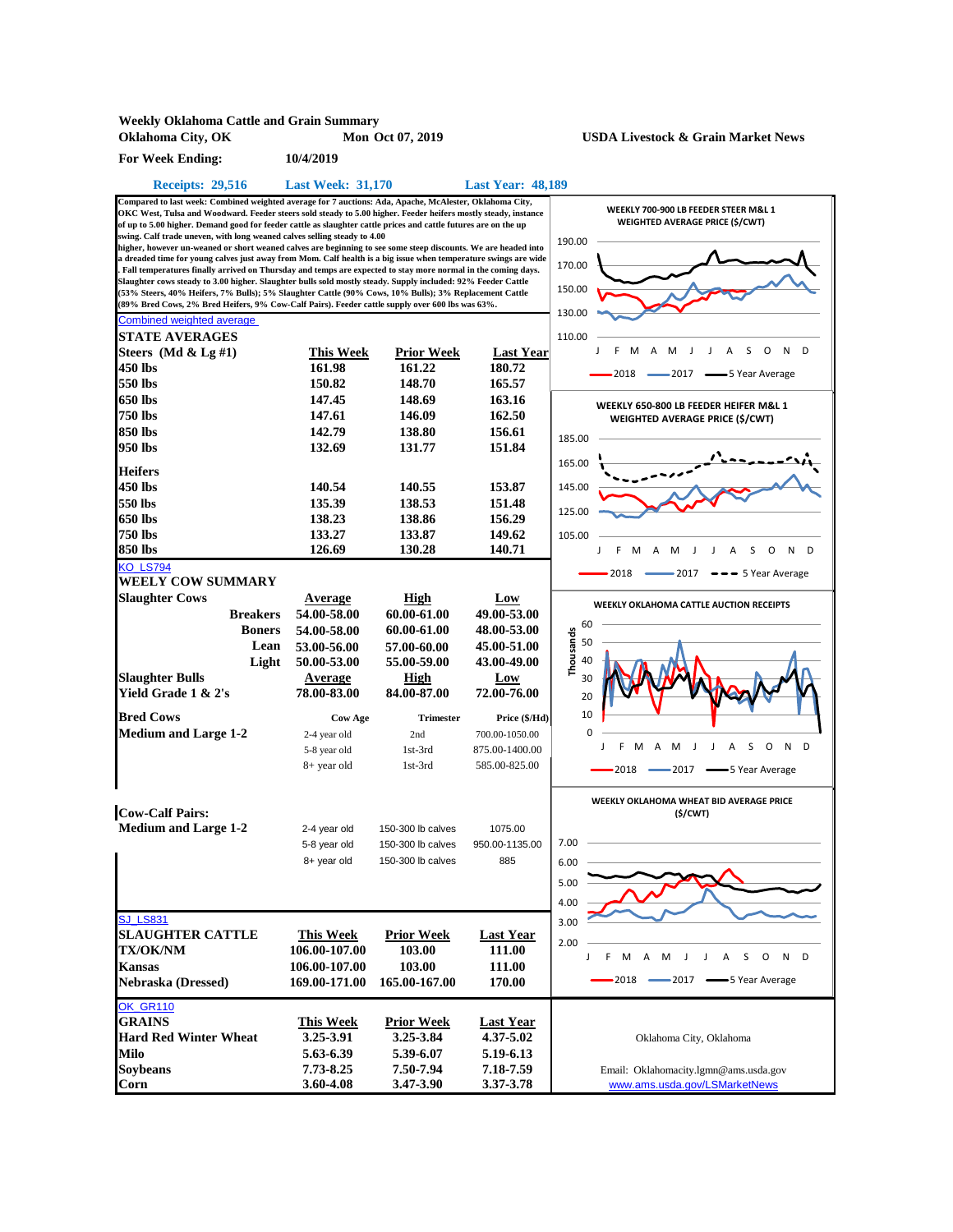# Weekly Oklahoma Cattle and Grain Summary

**Oklahoma City, OK** — **Mon Oct 07, 2019** — **USDA Livestock & Grain Market News**

**For Week Ending:** 10/4/2019

**Receipts: 29,516** — **Last Week: 31,170** — **Last Year: 48,189**

**Compared to last week: Combined weighted average for 7 auctions: Ada, Apache, McAlester, Oklahoma City, OKC West, Tulsa and Woodward. Feeder steers sold steady to 5.00 higher. Feeder heifers mostly steady, instance of up to 5.00 higher. Demand good for feeder cattle as slaughter cattle prices and cattle futures are on the up swing. Calf trade uneven, with long weaned calves selling steady to 4.00 higher, however un-weaned or short weaned calves are beginning to see some steep discounts. We are headed into a dreaded time for young calves just away from Mom. Calf health is a big issue when temperature swings are wide . Fall temperatures finally arrived on Thursday and temps are expected to stay more normal in the coming days. Slaughter cows steady to 3.00 higher. Slaughter bulls sold mostly steady. Supply included: 92% Feeder Cattle (53% Steers, 40% Heifers, 7% Bulls); 5% Slaughter Cattle (90% Cows, 10% Bulls); 3% Replacement Cattle (89% Bred Cows, 2% Bred Heifers, 9% Cow-Calf Pairs). Feeder cattle supply over 600 lbs was 63%.**

Combined weighted average

## STATE AVERAGES

| Steers (Md & Lg #1) | This Week | Prior Week | Last Year |
|---|---|---|---|
| 450 lbs | 161.98 | 161.22 | 180.72 |
| 550 lbs | 150.82 | 148.70 | 165.57 |
| 650 lbs | 147.45 | 148.69 | 163.16 |
| 750 lbs | 147.61 | 146.09 | 162.50 |
| 850 lbs | 142.79 | 138.80 | 156.61 |
| 950 lbs | 132.69 | 131.77 | 151.84 |
| **Heifers** | | | |
| 450 lbs | 140.54 | 140.55 | 153.87 |
| 550 lbs | 135.39 | 138.53 | 151.48 |
| 650 lbs | 138.23 | 138.86 | 156.29 |
| 750 lbs | 133.27 | 133.87 | 149.62 |
| 850 lbs | 126.69 | 130.28 | 140.71 |

KO_LS794

## WEELY COW SUMMARY

| Slaughter Cows | Average | High | Low |
|---|---|---|---|
| Breakers | 54.00-58.00 | 60.00-61.00 | 49.00-53.00 |
| Boners | 54.00-58.00 | 60.00-61.00 | 48.00-53.00 |
| Lean | 53.00-56.00 | 57.00-60.00 | 45.00-51.00 |
| Light | 50.00-53.00 | 55.00-59.00 | 43.00-49.00 |
| **Slaughter Bulls** | **Average** | **High** | **Low** |
| Yield Grade 1 & 2's | 78.00-83.00 | 84.00-87.00 | 72.00-76.00 |

| Bred Cows | Cow Age | Trimester | Price ($/Hd) |
|---|---|---|---|
| Medium and Large 1-2 | 2-4 year old | 2nd | 700.00-1050.00 |
| | 5-8 year old | 1st-3rd | 875.00-1400.00 |
| | 8+ year old | 1st-3rd | 585.00-825.00 |

| Cow-Calf Pairs: | | | |
|---|---|---|---|
| Medium and Large 1-2 | 2-4 year old | 150-300 lb calves | 1075.00 |
| | 5-8 year old | 150-300 lb calves | 950.00-1135.00 |
| | 8+ year old | 150-300 lb calves | 885 |

SJ_LS831

| SLAUGHTER CATTLE | This Week | Prior Week | Last Year |
|---|---|---|---|
| TX/OK/NM | 106.00-107.00 | 103.00 | 111.00 |
| Kansas | 106.00-107.00 | 103.00 | 111.00 |
| Nebraska (Dressed) | 169.00-171.00 | 165.00-167.00 | 170.00 |

OK_GR110

| GRAINS | This Week | Prior Week | Last Year |
|---|---|---|---|
| Hard Red Winter Wheat | 3.25-3.91 | 3.25-3.84 | 4.37-5.02 |
| Milo | 5.63-6.39 | 5.39-6.07 | 5.19-6.13 |
| Soybeans | 7.73-8.25 | 7.50-7.94 | 7.18-7.59 |
| Corn | 3.60-4.08 | 3.47-3.90 | 3.37-3.78 |

WEEKLY 700-900 LB FEEDER STEER M&L 1 WEIGHTED AVERAGE PRICE ($/CWT)

WEEKLY 650-800 LB FEEDER HEIFER M&L 1 WEIGHTED AVERAGE PRICE ($/CWT)

WEEKLY OKLAHOMA CATTLE AUCTION RECEIPTS

WEEKLY OKLAHOMA WHEAT BID AVERAGE PRICE ($/CWT)

Oklahoma City, Oklahoma

Email: Oklahomacity.lgmn@ams.usda.gov

www.ams.usda.gov/LSMarketNews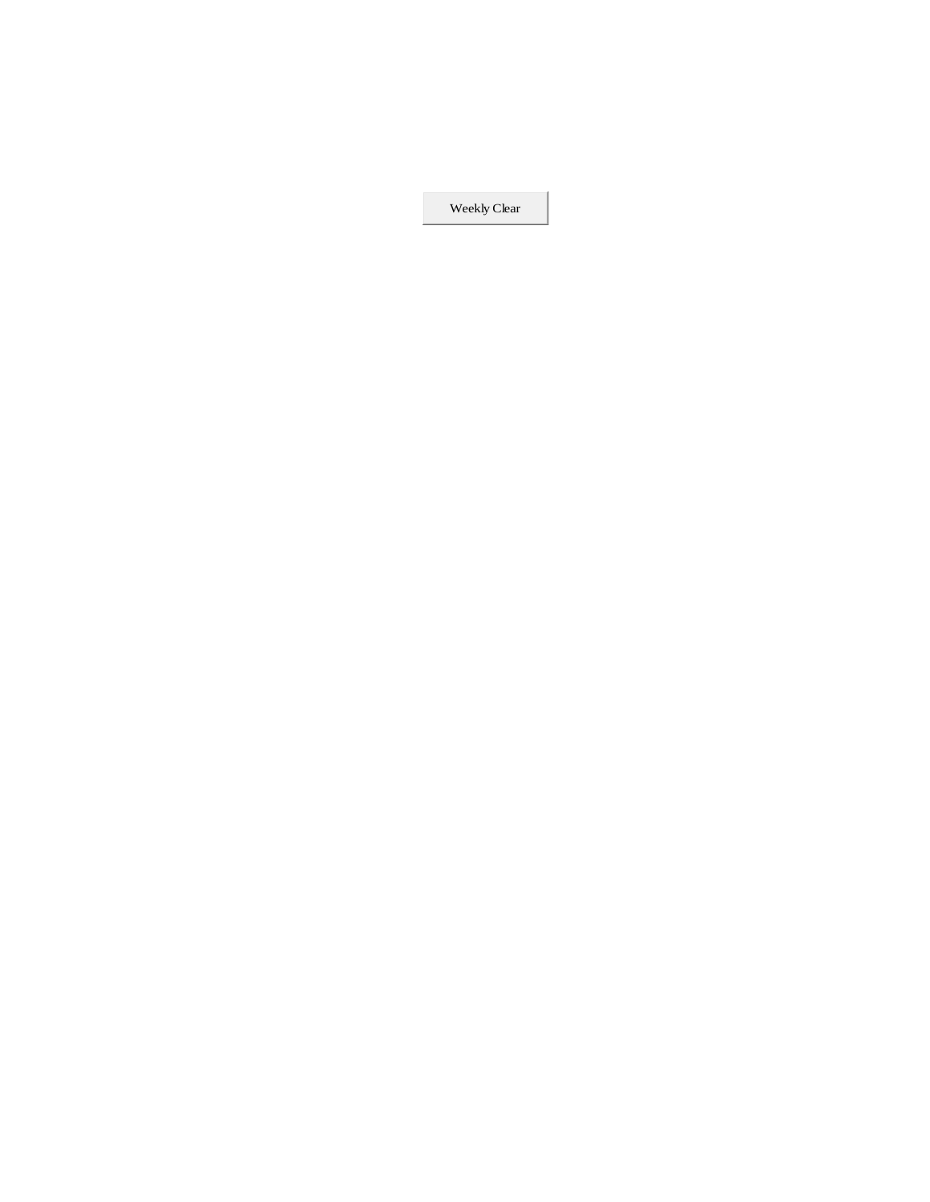Weekly Clear